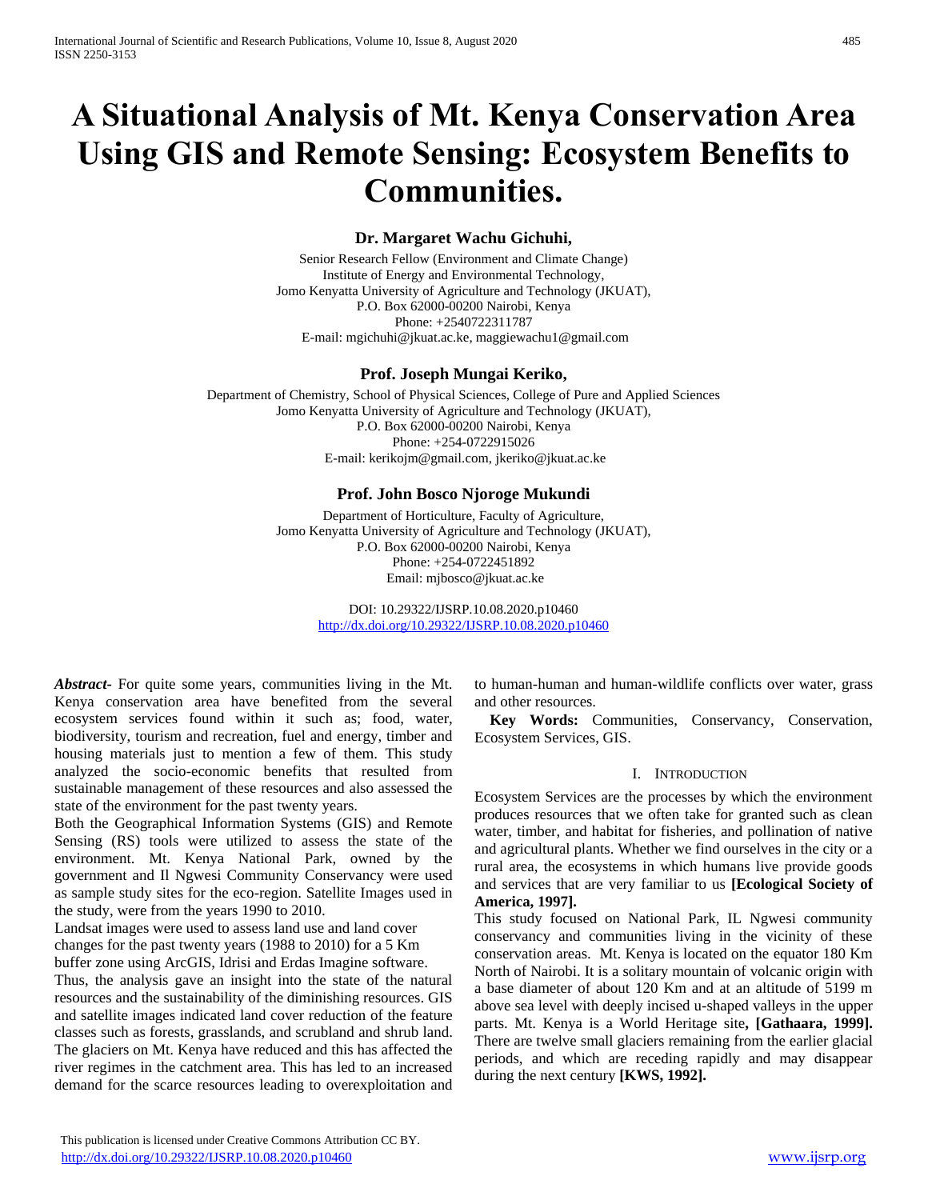# A Situational Analysis of Mt. Kenya Conservation Area Using GIS and Remote Sensing: Ecosystem Benefits to Communities.

**Dr. Margaret Wachu Gichuhi,**

Senior Research Fellow (Environment and Climate Change)
Institute of Energy and Environmental Technology,
Jomo Kenyatta University of Agriculture and Technology (JKUAT),
P.O. Box 62000-00200 Nairobi, Kenya
Phone: +2540722311787
E-mail: mgichuhi@jkuat.ac.ke, maggiewachu1@gmail.com

**Prof. Joseph Mungai Keriko,**

Department of Chemistry, School of Physical Sciences, College of Pure and Applied Sciences
Jomo Kenyatta University of Agriculture and Technology (JKUAT),
P.O. Box 62000-00200 Nairobi, Kenya
Phone: +254-0722915026
E-mail: kerikojm@gmail.com, jkeriko@jkuat.ac.ke

**Prof. John Bosco Njoroge Mukundi**

Department of Horticulture, Faculty of Agriculture,
Jomo Kenyatta University of Agriculture and Technology (JKUAT),
P.O. Box 62000-00200 Nairobi, Kenya
Phone: +254-0722451892
Email: mjbosco@jkuat.ac.ke

DOI: 10.29322/IJSRP.10.08.2020.p10460
http://dx.doi.org/10.29322/IJSRP.10.08.2020.p10460

***Abstract-*** For quite some years, communities living in the Mt. Kenya conservation area have benefited from the several ecosystem services found within it such as; food, water, biodiversity, tourism and recreation, fuel and energy, timber and housing materials just to mention a few of them. This study analyzed the socio-economic benefits that resulted from sustainable management of these resources and also assessed the state of the environment for the past twenty years.

Both the Geographical Information Systems (GIS) and Remote Sensing (RS) tools were utilized to assess the state of the environment. Mt. Kenya National Park, owned by the government and Il Ngwesi Community Conservancy were used as sample study sites for the eco-region. Satellite Images used in the study, were from the years 1990 to 2010.

Landsat images were used to assess land use and land cover changes for the past twenty years (1988 to 2010) for a 5 Km buffer zone using ArcGIS, Idrisi and Erdas Imagine software.

Thus, the analysis gave an insight into the state of the natural resources and the sustainability of the diminishing resources. GIS and satellite images indicated land cover reduction of the feature classes such as forests, grasslands, and scrubland and shrub land. The glaciers on Mt. Kenya have reduced and this has affected the river regimes in the catchment area. This has led to an increased demand for the scarce resources leading to overexploitation and to human-human and human-wildlife conflicts over water, grass and other resources.

**Key Words:** Communities, Conservancy, Conservation, Ecosystem Services, GIS.

## I. Introduction

Ecosystem Services are the processes by which the environment produces resources that we often take for granted such as clean water, timber, and habitat for fisheries, and pollination of native and agricultural plants. Whether we find ourselves in the city or a rural area, the ecosystems in which humans live provide goods and services that are very familiar to us **[Ecological Society of America, 1997].**

This study focused on National Park, IL Ngwesi community conservancy and communities living in the vicinity of these conservation areas. Mt. Kenya is located on the equator 180 Km North of Nairobi. It is a solitary mountain of volcanic origin with a base diameter of about 120 Km and at an altitude of 5199 m above sea level with deeply incised u-shaped valleys in the upper parts. Mt. Kenya is a World Heritage site**, [Gathaara, 1999].** There are twelve small glaciers remaining from the earlier glacial periods, and which are receding rapidly and may disappear during the next century **[KWS, 1992].**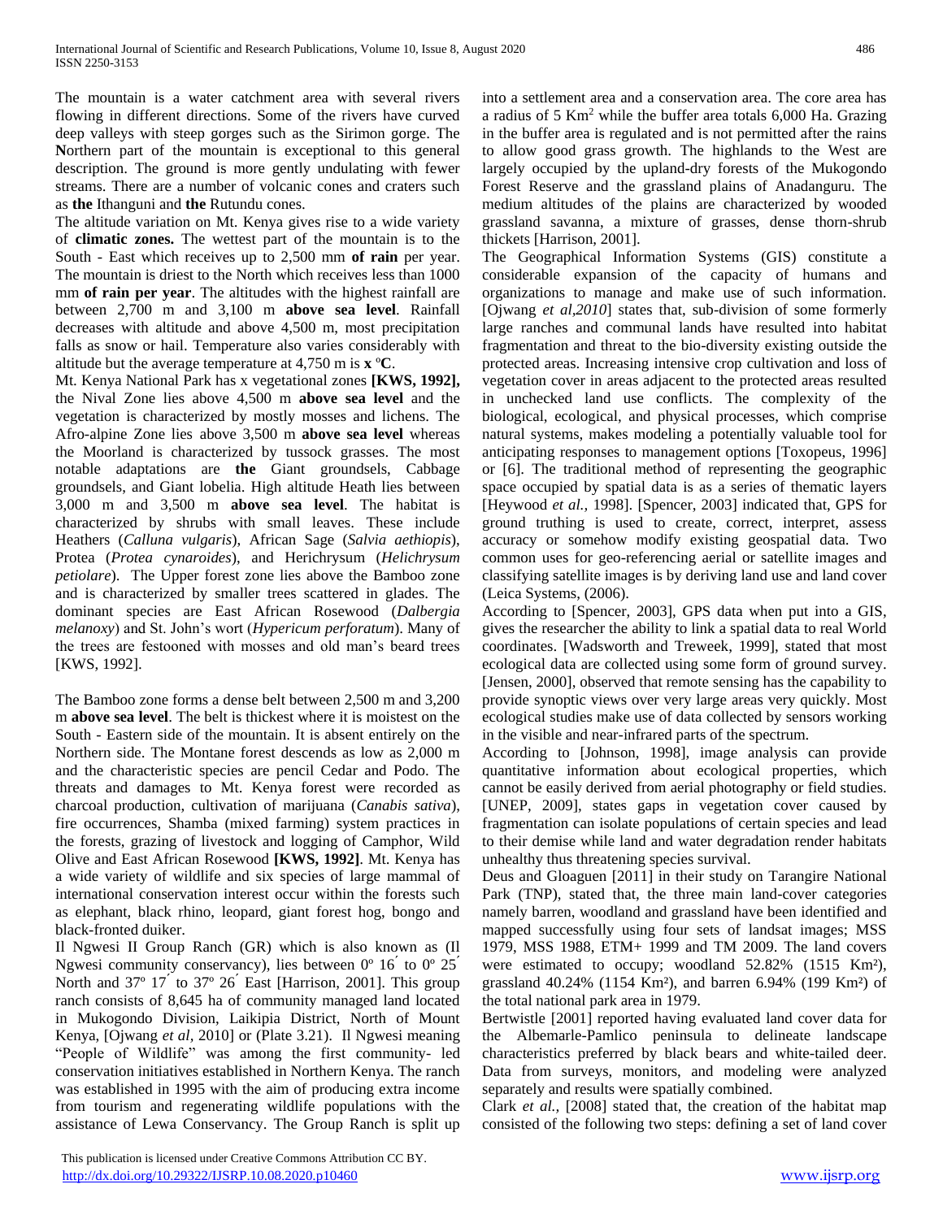The mountain is a water catchment area with several rivers flowing in different directions. Some of the rivers have curved deep valleys with steep gorges such as the Sirimon gorge. The **N**orthern part of the mountain is exceptional to this general description. The ground is more gently undulating with fewer streams. There are a number of volcanic cones and craters such as **the** Ithanguni and **the** Rutundu cones.

The altitude variation on Mt. Kenya gives rise to a wide variety of **climatic zones.** The wettest part of the mountain is to the South - East which receives up to 2,500 mm **of rain** per year. The mountain is driest to the North which receives less than 1000 mm **of rain per year**. The altitudes with the highest rainfall are between 2,700 m and 3,100 m **above sea level**. Rainfall decreases with altitude and above 4,500 m, most precipitation falls as snow or hail. Temperature also varies considerably with altitude but the average temperature at 4,750 m is **x** **ºC**.

Mt. Kenya National Park has x vegetational zones **[KWS, 1992],** the Nival Zone lies above 4,500 m **above sea level** and the vegetation is characterized by mostly mosses and lichens. The Afro-alpine Zone lies above 3,500 m **above sea level** whereas the Moorland is characterized by tussock grasses. The most notable adaptations are **the** Giant groundsels, Cabbage groundsels, and Giant lobelia. High altitude Heath lies between 3,000 m and 3,500 m **above sea level**. The habitat is characterized by shrubs with small leaves. These include Heathers (*Calluna vulgaris*), African Sage (*Salvia aethiopis*), Protea (*Protea cynaroides*), and Herichrysum (*Helichrysum petiolare*). The Upper forest zone lies above the Bamboo zone and is characterized by smaller trees scattered in glades. The dominant species are East African Rosewood (*Dalbergia melanoxy*) and St. John's wort (*Hypericum perforatum*). Many of the trees are festooned with mosses and old man's beard trees [KWS, 1992].

The Bamboo zone forms a dense belt between 2,500 m and 3,200 m **above sea level**. The belt is thickest where it is moistest on the South - Eastern side of the mountain. It is absent entirely on the Northern side. The Montane forest descends as low as 2,000 m and the characteristic species are pencil Cedar and Podo. The threats and damages to Mt. Kenya forest were recorded as charcoal production, cultivation of marijuana (*Canabis sativa*), fire occurrences, Shamba (mixed farming) system practices in the forests, grazing of livestock and logging of Camphor, Wild Olive and East African Rosewood **[KWS, 1992]**. Mt. Kenya has a wide variety of wildlife and six species of large mammal of international conservation interest occur within the forests such as elephant, black rhino, leopard, giant forest hog, bongo and black-fronted duiker.

Il Ngwesi II Group Ranch (GR) which is also known as (Il Ngwesi community conservancy), lies between 0º 16΄ to 0º 25΄ North and 37º 17΄ to 37º 26΄ East [Harrison, 2001]. This group ranch consists of 8,645 ha of community managed land located in Mukogondo Division, Laikipia District, North of Mount Kenya, [Ojwang *et al,* 2010] or (Plate 3.21). Il Ngwesi meaning "People of Wildlife" was among the first community- led conservation initiatives established in Northern Kenya. The ranch was established in 1995 with the aim of producing extra income from tourism and regenerating wildlife populations with the assistance of Lewa Conservancy. The Group Ranch is split up into a settlement area and a conservation area. The core area has a radius of 5 Km$^2$ while the buffer area totals 6,000 Ha. Grazing in the buffer area is regulated and is not permitted after the rains to allow good grass growth. The highlands to the West are largely occupied by the upland-dry forests of the Mukogondo Forest Reserve and the grassland plains of Anadanguru. The medium altitudes of the plains are characterized by wooded grassland savanna, a mixture of grasses, dense thorn-shrub thickets [Harrison, 2001].

The Geographical Information Systems (GIS) constitute a considerable expansion of the capacity of humans and organizations to manage and make use of such information. [Ojwang *et al,2010*] states that, sub-division of some formerly large ranches and communal lands have resulted into habitat fragmentation and threat to the bio-diversity existing outside the protected areas. Increasing intensive crop cultivation and loss of vegetation cover in areas adjacent to the protected areas resulted in unchecked land use conflicts. The complexity of the biological, ecological, and physical processes, which comprise natural systems, makes modeling a potentially valuable tool for anticipating responses to management options [Toxopeus, 1996] or [6]. The traditional method of representing the geographic space occupied by spatial data is as a series of thematic layers [Heywood *et al.,* 1998]. [Spencer, 2003] indicated that, GPS for ground truthing is used to create, correct, interpret, assess accuracy or somehow modify existing geospatial data. Two common uses for geo-referencing aerial or satellite images and classifying satellite images is by deriving land use and land cover (Leica Systems, (2006).

According to [Spencer, 2003], GPS data when put into a GIS, gives the researcher the ability to link a spatial data to real World coordinates. [Wadsworth and Treweek, 1999], stated that most ecological data are collected using some form of ground survey. [Jensen, 2000], observed that remote sensing has the capability to provide synoptic views over very large areas very quickly. Most ecological studies make use of data collected by sensors working in the visible and near-infrared parts of the spectrum.

According to [Johnson, 1998], image analysis can provide quantitative information about ecological properties, which cannot be easily derived from aerial photography or field studies. [UNEP, 2009], states gaps in vegetation cover caused by fragmentation can isolate populations of certain species and lead to their demise while land and water degradation render habitats unhealthy thus threatening species survival.

Deus and Gloaguen [2011] in their study on Tarangire National Park (TNP), stated that, the three main land-cover categories namely barren, woodland and grassland have been identified and mapped successfully using four sets of landsat images; MSS 1979, MSS 1988, ETM+ 1999 and TM 2009. The land covers were estimated to occupy; woodland 52.82% (1515 Km²), grassland 40.24% (1154 Km²), and barren 6.94% (199 Km²) of the total national park area in 1979.

Bertwistle [2001] reported having evaluated land cover data for the Albemarle-Pamlico peninsula to delineate landscape characteristics preferred by black bears and white-tailed deer. Data from surveys, monitors, and modeling were analyzed separately and results were spatially combined.

Clark *et al.,* [2008] stated that, the creation of the habitat map consisted of the following two steps: defining a set of land cover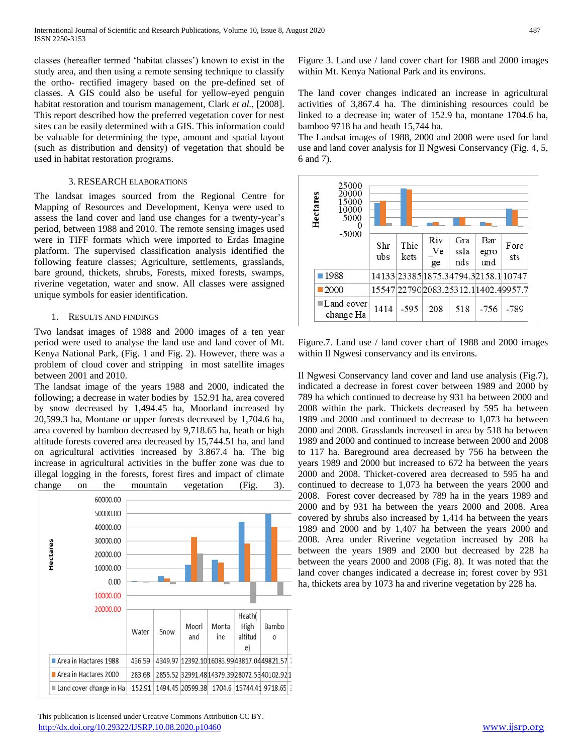classes (hereafter termed 'habitat classes') known to exist in the study area, and then using a remote sensing technique to classify the ortho- rectified imagery based on the pre-defined set of classes. A GIS could also be useful for yellow-eyed penguin habitat restoration and tourism management, Clark *et al.*, [2008]. This report described how the preferred vegetation cover for nest sites can be easily determined with a GIS. This information could be valuable for determining the type, amount and spatial layout (such as distribution and density) of vegetation that should be used in habitat restoration programs.

## 3. RESEARCH ELABORATIONS

The landsat images sourced from the Regional Centre for Mapping of Resources and Development, Kenya were used to assess the land cover and land use changes for a twenty-year's period, between 1988 and 2010. The remote sensing images used were in TIFF formats which were imported to Erdas Imagine platform. The supervised classification analysis identified the following feature classes; Agriculture, settlements, grasslands, bare ground, thickets, shrubs, Forests, mixed forests, swamps, riverine vegetation, water and snow. All classes were assigned unique symbols for easier identification.

### 1. RESULTS AND FINDINGS

Two landsat images of 1988 and 2000 images of a ten year period were used to analyse the land use and land cover of Mt. Kenya National Park, (Fig. 1 and Fig. 2). However, there was a problem of cloud cover and stripping in most satellite images between 2001 and 2010.

The landsat image of the years 1988 and 2000, indicated the following; a decrease in water bodies by 152.91 ha, area covered by snow decreased by 1,494.45 ha, Moorland increased by 20,599.3 ha, Montane or upper forests decreased by 1,704.6 ha, area covered by bamboo decreased by 9,718.65 ha, heath or high altitude forests covered area decreased by 15,744.51 ha, and land on agricultural activities increased by 3.867.4 ha. The big increase in agricultural activities in the buffer zone was due to illegal logging in the forests, forest fires and impact of climate change on the mountain vegetation (Fig. 3).

| | Water | Snow | Moorland | Montaine | Heath(High altitude) | Bamboo |
|---|---|---|---|---|---|---|
| Area in Hactares 1988 | 436.59 | 4349.97 | 12392.10 | 16083.99 | 43817.04 | 49821.57 |
| Area in Hactares 2000 | 283.68 | 2855.52 | 32991.48 | 14379.39 | 28072.53 | 40102.92 |
| Land cover change in Ha | -152.91 | 1494.45 | 20599.38 | -1704.6 | -15744.41 | -9718.65 |

Figure 3. Land use / land cover chart for 1988 and 2000 images within Mt. Kenya National Park and its environs.

The land cover changes indicated an increase in agricultural activities of 3,867.4 ha. The diminishing resources could be linked to a decrease in; water of 152.9 ha, montane 1704.6 ha, bamboo 9718 ha and heath 15,744 ha.

The Landsat images of 1988, 2000 and 2008 were used for land use and land cover analysis for Il Ngwesi Conservancy (Fig. 4, 5, 6 and 7).

| | Shrubs | Thickets | Riv_Vege | Grasslands | Bareground | Forests |
|---|---|---|---|---|---|---|
| 1988 | 14133 | 23385 | 1875.3 | 4794.3 | 2158.1 | 10747 |
| 2000 | 15547 | 22790 | 2083.2 | 5312.1 | 1402.4 | 9957.7 |
| Land cover change Ha | 1414 | -595 | 208 | 518 | -756 | -789 |

Figure.7. Land use / land cover chart of 1988 and 2000 images within Il Ngwesi conservancy and its environs.

Il Ngwesi Conservancy land cover and land use analysis (Fig.7), indicated a decrease in forest cover between 1989 and 2000 by 789 ha which continued to decrease by 931 ha between 2000 and 2008 within the park. Thickets decreased by 595 ha between 1989 and 2000 and continued to decrease to 1,073 ha between 2000 and 2008. Grasslands increased in area by 518 ha between 1989 and 2000 and continued to increase between 2000 and 2008 to 117 ha. Bareground area decreased by 756 ha between the years 1989 and 2000 but increased to 672 ha between the years 2000 and 2008. Thicket-covered area decreased to 595 ha and continued to decrease to 1,073 ha between the years 2000 and 2008. Forest cover decreased by 789 ha in the years 1989 and 2000 and by 931 ha between the years 2000 and 2008. Area covered by shrubs also increased by 1,414 ha between the years 1989 and 2000 and by 1,407 ha between the years 2000 and 2008. Area under Riverine vegetation increased by 208 ha between the years 1989 and 2000 but decreased by 228 ha between the years 2000 and 2008 (Fig. 8). It was noted that the land cover changes indicated a decrease in; forest cover by 931 ha, thickets area by 1073 ha and riverine vegetation by 228 ha.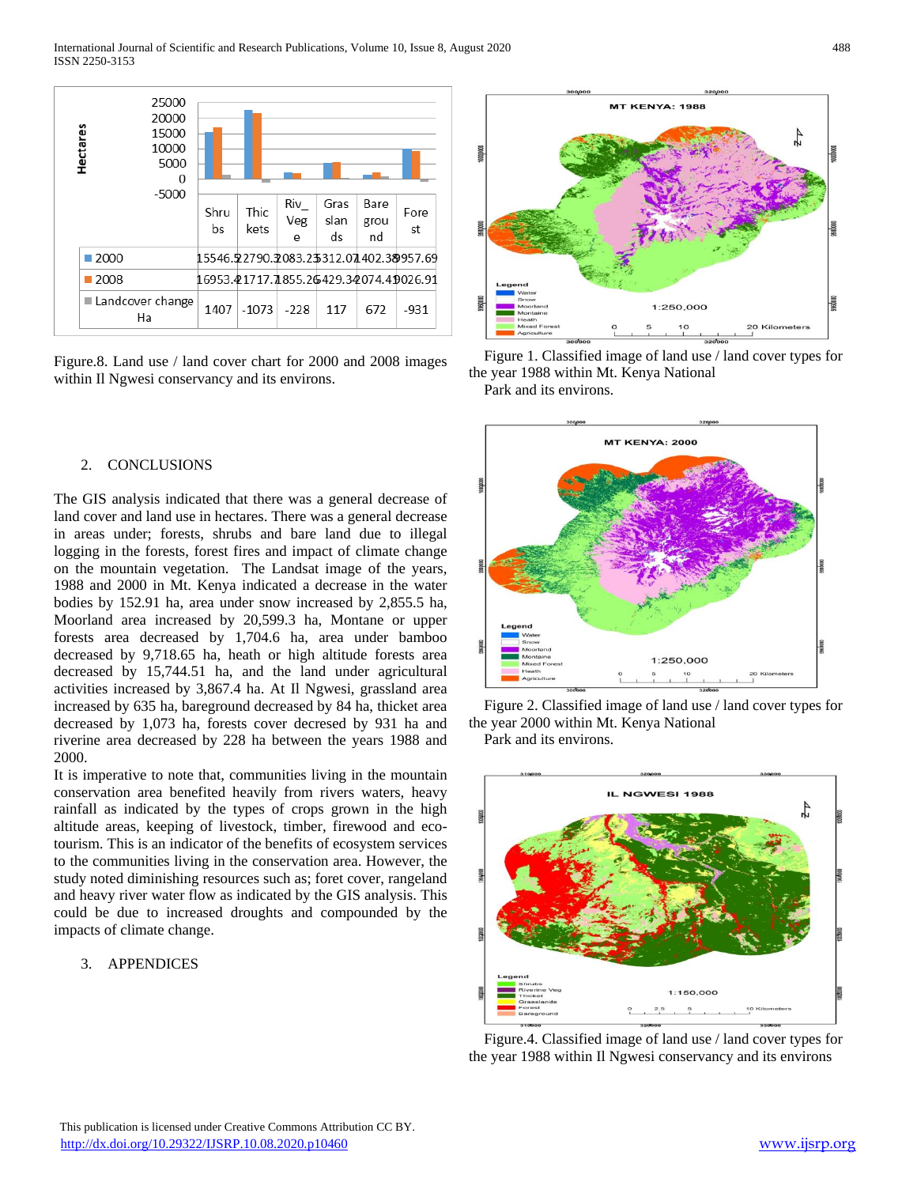| | Shrubs | Thickets | Riv_Vege | Grasslands | Bareground | Forest |
|---|---|---|---|---|---|---|
| 2000 | 15546.5 | 22790.3 | 2083.23 | 5312.07 | 1402.38 | 9957.69 |
| 2008 | 16953.4 | 21717.1 | 1855.26 | 5429.34 | 2074.41 | 9026.91 |
| Landcover change Ha | 1407 | -1073 | -228 | 117 | 672 | -931 |

Figure.8. Land use / land cover chart for 2000 and 2008 images within Il Ngwesi conservancy and its environs.

Figure 1. Classified image of land use / land cover types for the year 1988 within Mt. Kenya National Park and its environs.

Figure 2. Classified image of land use / land cover types for the year 2000 within Mt. Kenya National Park and its environs.

Figure.4. Classified image of land use / land cover types for the year 1988 within Il Ngwesi conservancy and its environs

## 2. CONCLUSIONS

The GIS analysis indicated that there was a general decrease of land cover and land use in hectares. There was a general decrease in areas under; forests, shrubs and bare land due to illegal logging in the forests, forest fires and impact of climate change on the mountain vegetation. The Landsat image of the years, 1988 and 2000 in Mt. Kenya indicated a decrease in the water bodies by 152.91 ha, area under snow increased by 2,855.5 ha, Moorland area increased by 20,599.3 ha, Montane or upper forests area decreased by 1,704.6 ha, area under bamboo decreased by 9,718.65 ha, heath or high altitude forests area decreased by 15,744.51 ha, and the land under agricultural activities increased by 3,867.4 ha. At Il Ngwesi, grassland area increased by 635 ha, bareground decreased by 84 ha, thicket area decreased by 1,073 ha, forests cover decresed by 931 ha and riverine area decreased by 228 ha between the years 1988 and 2000.

It is imperative to note that, communities living in the mountain conservation area benefited heavily from rivers waters, heavy rainfall as indicated by the types of crops grown in the high altitude areas, keeping of livestock, timber, firewood and eco-tourism. This is an indicator of the benefits of ecosystem services to the communities living in the conservation area. However, the study noted diminishing resources such as; foret cover, rangeland and heavy river water flow as indicated by the GIS analysis. This could be due to increased droughts and compounded by the impacts of climate change.

## 3. APPENDICES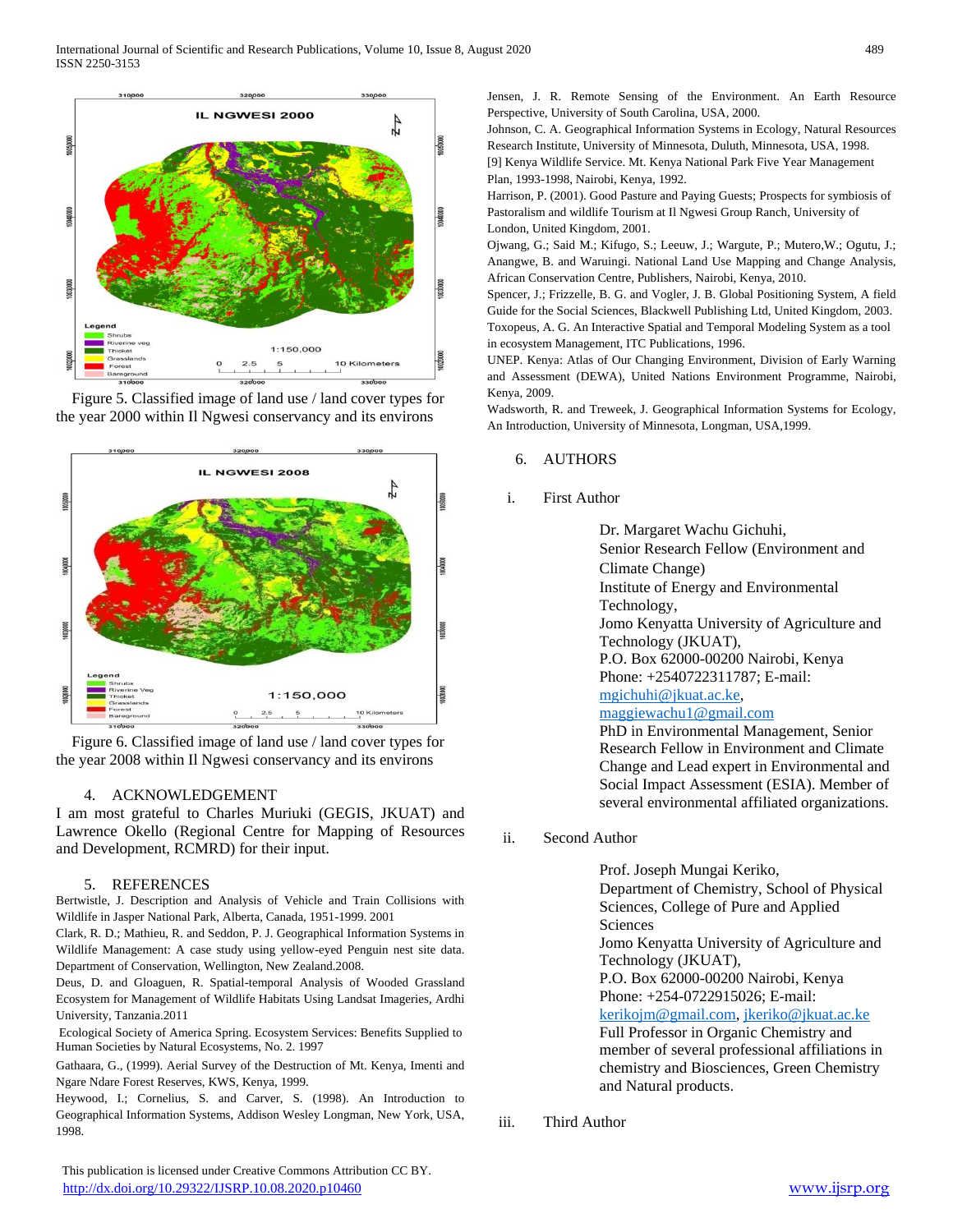Figure 5. Classified image of land use / land cover types for the year 2000 within Il Ngwesi conservancy and its environs

Figure 6. Classified image of land use / land cover types for the year 2008 within Il Ngwesi conservancy and its environs

## 4. ACKNOWLEDGEMENT

I am most grateful to Charles Muriuki (GEGIS, JKUAT) and Lawrence Okello (Regional Centre for Mapping of Resources and Development, RCMRD) for their input.

## 5. REFERENCES

Bertwistle, J. Description and Analysis of Vehicle and Train Collisions with Wildlife in Jasper National Park, Alberta, Canada, 1951-1999. 2001

Clark, R. D.; Mathieu, R. and Seddon, P. J. Geographical Information Systems in Wildlife Management: A case study using yellow-eyed Penguin nest site data. Department of Conservation, Wellington, New Zealand.2008.

Deus, D. and Gloaguen, R. Spatial-temporal Analysis of Wooded Grassland Ecosystem for Management of Wildlife Habitats Using Landsat Imageries, Ardhi University, Tanzania.2011

Ecological Society of America Spring. Ecosystem Services: Benefits Supplied to Human Societies by Natural Ecosystems, No. 2. 1997

Gathaara, G., (1999). Aerial Survey of the Destruction of Mt. Kenya, Imenti and Ngare Ndare Forest Reserves, KWS, Kenya, 1999.

Heywood, I.; Cornelius, S. and Carver, S. (1998). An Introduction to Geographical Information Systems, Addison Wesley Longman, New York, USA, 1998.

Jensen, J. R. Remote Sensing of the Environment. An Earth Resource Perspective, University of South Carolina, USA, 2000.

Johnson, C. A. Geographical Information Systems in Ecology, Natural Resources Research Institute, University of Minnesota, Duluth, Minnesota, USA, 1998.

[9] Kenya Wildlife Service. Mt. Kenya National Park Five Year Management Plan, 1993-1998, Nairobi, Kenya, 1992.

Harrison, P. (2001). Good Pasture and Paying Guests; Prospects for symbiosis of Pastoralism and wildlife Tourism at Il Ngwesi Group Ranch, University of London, United Kingdom, 2001.

Ojwang, G.; Said M.; Kifugo, S.; Leeuw, J.; Wargute, P.; Mutero,W.; Ogutu, J.; Anangwe, B. and Waruingi. National Land Use Mapping and Change Analysis, African Conservation Centre, Publishers, Nairobi, Kenya, 2010.

Spencer, J.; Frizzelle, B. G. and Vogler, J. B. Global Positioning System, A field Guide for the Social Sciences, Blackwell Publishing Ltd, United Kingdom, 2003.

Toxopeus, A. G. An Interactive Spatial and Temporal Modeling System as a tool in ecosystem Management, ITC Publications, 1996.

UNEP. Kenya: Atlas of Our Changing Environment, Division of Early Warning and Assessment (DEWA), United Nations Environment Programme, Nairobi, Kenya, 2009.

Wadsworth, R. and Treweek, J. Geographical Information Systems for Ecology, An Introduction, University of Minnesota, Longman, USA,1999.

## 6. AUTHORS

i. First Author

Dr. Margaret Wachu Gichuhi,
Senior Research Fellow (Environment and Climate Change)
Institute of Energy and Environmental Technology,
Jomo Kenyatta University of Agriculture and Technology (JKUAT),
P.O. Box 62000-00200 Nairobi, Kenya
Phone: +2540722311787; E-mail: mgichuhi@jkuat.ac.ke, maggiewachu1@gmail.com
PhD in Environmental Management, Senior Research Fellow in Environment and Climate Change and Lead expert in Environmental and Social Impact Assessment (ESIA). Member of several environmental affiliated organizations.

ii. Second Author

Prof. Joseph Mungai Keriko,
Department of Chemistry, School of Physical Sciences, College of Pure and Applied Sciences
Jomo Kenyatta University of Agriculture and Technology (JKUAT),
P.O. Box 62000-00200 Nairobi, Kenya
Phone: +254-0722915026; E-mail: kerikojm@gmail.com, jkeriko@jkuat.ac.ke
Full Professor in Organic Chemistry and member of several professional affiliations in chemistry and Biosciences, Green Chemistry and Natural products.

iii. Third Author

This publication is licensed under Creative Commons Attribution CC BY.
http://dx.doi.org/10.29322/IJSRP.10.08.2020.p10460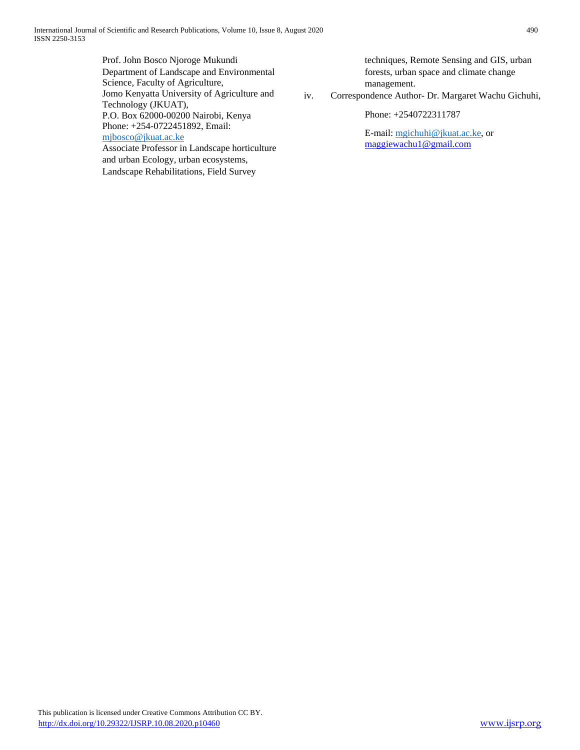Prof. John Bosco Njoroge Mukundi
Department of Landscape and Environmental Science, Faculty of Agriculture,
Jomo Kenyatta University of Agriculture and Technology (JKUAT),
P.O. Box 62000-00200 Nairobi, Kenya
Phone: +254-0722451892, Email: mjbosco@jkuat.ac.ke
Associate Professor in Landscape horticulture and urban Ecology, urban ecosystems, Landscape Rehabilitations, Field Survey techniques, Remote Sensing and GIS, urban forests, urban space and climate change management.

iv. Correspondence Author- Dr. Margaret Wachu Gichuhi,

Phone: +2540722311787

E-mail: mgichuhi@jkuat.ac.ke, or maggiewachu1@gmail.com